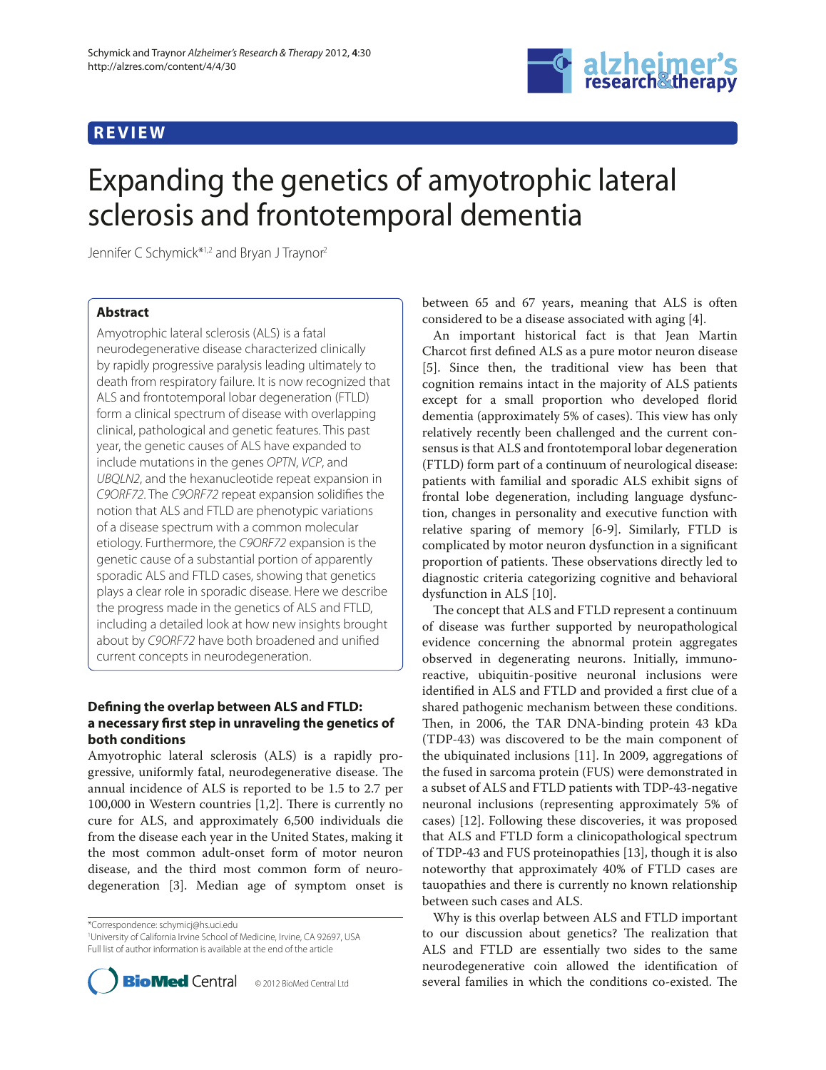REVIEW

# Expanding the genetics of amyotrophic lateral sclerosis and frontotemporal dementia

Jennifer C Schymick*[1,2] and Bryan J Traynor[2]

## Abstract

Amyotrophic lateral sclerosis (ALS) is a fatal neurodegenerative disease characterized clinically by rapidly progressive paralysis leading ultimately to death from respiratory failure. It is now recognized that ALS and frontotemporal lobar degeneration (FTLD) form a clinical spectrum of disease with overlapping clinical, pathological and genetic features. This past year, the genetic causes of ALS have expanded to include mutations in the genes *OPTN*, *VCP*, and *UBQLN2*, and the hexanucleotide repeat expansion in *C9ORF72*. The *C9ORF72* repeat expansion solidifies the notion that ALS and FTLD are phenotypic variations of a disease spectrum with a common molecular etiology. Furthermore, the *C9ORF72* expansion is the genetic cause of a substantial portion of apparently sporadic ALS and FTLD cases, showing that genetics plays a clear role in sporadic disease. Here we describe the progress made in the genetics of ALS and FTLD, including a detailed look at how new insights brought about by *C9ORF72* have both broadened and unified current concepts in neurodegeneration.

## Defining the overlap between ALS and FTLD: a necessary first step in unraveling the genetics of both conditions

Amyotrophic lateral sclerosis (ALS) is a rapidly progressive, uniformly fatal, neurodegenerative disease. The annual incidence of ALS is reported to be 1.5 to 2.7 per 100,000 in Western countries [1,2]. There is currently no cure for ALS, and approximately 6,500 individuals die from the disease each year in the United States, making it the most common adult-onset form of motor neuron disease, and the third most common form of neurodegeneration [3]. Median age of symptom onset is between 65 and 67 years, meaning that ALS is often considered to be a disease associated with aging [4].

An important historical fact is that Jean Martin Charcot first defined ALS as a pure motor neuron disease [5]. Since then, the traditional view has been that cognition remains intact in the majority of ALS patients except for a small proportion who developed florid dementia (approximately 5% of cases). This view has only relatively recently been challenged and the current consensus is that ALS and frontotemporal lobar degeneration (FTLD) form part of a continuum of neurological disease: patients with familial and sporadic ALS exhibit signs of frontal lobe degeneration, including language dysfunction, changes in personality and executive function with relative sparing of memory [6-9]. Similarly, FTLD is complicated by motor neuron dysfunction in a significant proportion of patients. These observations directly led to diagnostic criteria categorizing cognitive and behavioral dysfunction in ALS [10].

The concept that ALS and FTLD represent a continuum of disease was further supported by neuropathological evidence concerning the abnormal protein aggregates observed in degenerating neurons. Initially, immunoreactive, ubiquitin-positive neuronal inclusions were identified in ALS and FTLD and provided a first clue of a shared pathogenic mechanism between these conditions. Then, in 2006, the TAR DNA-binding protein 43 kDa (TDP-43) was discovered to be the main component of the ubiquinated inclusions [11]. In 2009, aggregations of the fused in sarcoma protein (FUS) were demonstrated in a subset of ALS and FTLD patients with TDP-43-negative neuronal inclusions (representing approximately 5% of cases) [12]. Following these discoveries, it was proposed that ALS and FTLD form a clinicopathological spectrum of TDP-43 and FUS proteinopathies [13], though it is also noteworthy that approximately 40% of FTLD cases are tauopathies and there is currently no known relationship between such cases and ALS.

Why is this overlap between ALS and FTLD important to our discussion about genetics? The realization that ALS and FTLD are essentially two sides to the same neurodegenerative coin allowed the identification of several families in which the conditions co-existed. The

*Correspondence: schymicj@hs.uci.edu
[1]University of California Irvine School of Medicine, Irvine, CA 92697, USA
Full list of author information is available at the end of the article

© 2012 BioMed Central Ltd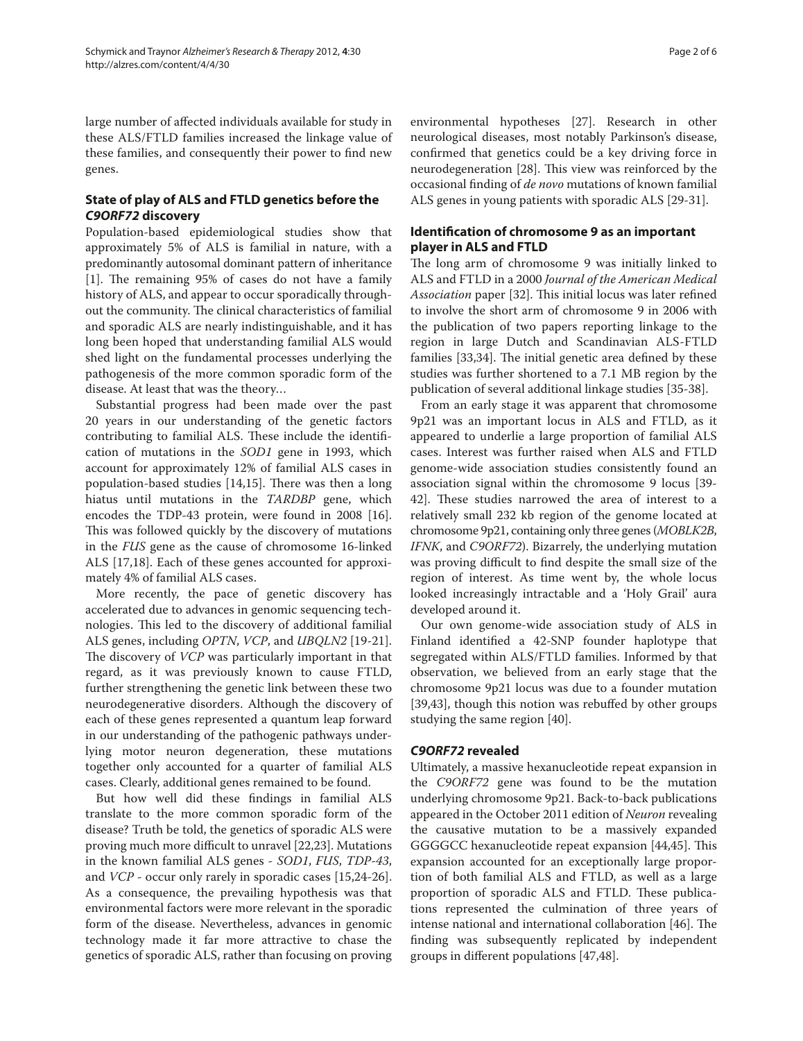large number of affected individuals available for study in these ALS/FTLD families increased the linkage value of these families, and consequently their power to find new genes.

## State of play of ALS and FTLD genetics before the *C9ORF72* discovery

Population-based epidemiological studies show that approximately 5% of ALS is familial in nature, with a predominantly autosomal dominant pattern of inheritance [1]. The remaining 95% of cases do not have a family history of ALS, and appear to occur sporadically throughout the community. The clinical characteristics of familial and sporadic ALS are nearly indistinguishable, and it has long been hoped that understanding familial ALS would shed light on the fundamental processes underlying the pathogenesis of the more common sporadic form of the disease. At least that was the theory…

Substantial progress had been made over the past 20 years in our understanding of the genetic factors contributing to familial ALS. These include the identification of mutations in the *SOD1* gene in 1993, which account for approximately 12% of familial ALS cases in population-based studies [14,15]. There was then a long hiatus until mutations in the *TARDBP* gene, which encodes the TDP-43 protein, were found in 2008 [16]. This was followed quickly by the discovery of mutations in the *FUS* gene as the cause of chromosome 16-linked ALS [17,18]. Each of these genes accounted for approximately 4% of familial ALS cases.

More recently, the pace of genetic discovery has accelerated due to advances in genomic sequencing technologies. This led to the discovery of additional familial ALS genes, including *OPTN*, *VCP*, and *UBQLN2* [19-21]. The discovery of *VCP* was particularly important in that regard, as it was previously known to cause FTLD, further strengthening the genetic link between these two neurodegenerative disorders. Although the discovery of each of these genes represented a quantum leap forward in our understanding of the pathogenic pathways underlying motor neuron degeneration, these mutations together only accounted for a quarter of familial ALS cases. Clearly, additional genes remained to be found.

But how well did these findings in familial ALS translate to the more common sporadic form of the disease? Truth be told, the genetics of sporadic ALS were proving much more difficult to unravel [22,23]. Mutations in the known familial ALS genes - *SOD1*, *FUS*, *TDP-43*, and *VCP* - occur only rarely in sporadic cases [15,24-26]. As a consequence, the prevailing hypothesis was that environmental factors were more relevant in the sporadic form of the disease. Nevertheless, advances in genomic technology made it far more attractive to chase the genetics of sporadic ALS, rather than focusing on proving environmental hypotheses [27]. Research in other neurological diseases, most notably Parkinson's disease, confirmed that genetics could be a key driving force in neurodegeneration [28]. This view was reinforced by the occasional finding of *de novo* mutations of known familial ALS genes in young patients with sporadic ALS [29-31].

## Identification of chromosome 9 as an important player in ALS and FTLD

The long arm of chromosome 9 was initially linked to ALS and FTLD in a 2000 *Journal of the American Medical Association* paper [32]. This initial locus was later refined to involve the short arm of chromosome 9 in 2006 with the publication of two papers reporting linkage to the region in large Dutch and Scandinavian ALS-FTLD families [33,34]. The initial genetic area defined by these studies was further shortened to a 7.1 MB region by the publication of several additional linkage studies [35-38].

From an early stage it was apparent that chromosome 9p21 was an important locus in ALS and FTLD, as it appeared to underlie a large proportion of familial ALS cases. Interest was further raised when ALS and FTLD genome-wide association studies consistently found an association signal within the chromosome 9 locus [39-42]. These studies narrowed the area of interest to a relatively small 232 kb region of the genome located at chromosome 9p21, containing only three genes (*MOBLK2B*, *IFNK*, and *C9ORF72*). Bizarrely, the underlying mutation was proving difficult to find despite the small size of the region of interest. As time went by, the whole locus looked increasingly intractable and a 'Holy Grail' aura developed around it.

Our own genome-wide association study of ALS in Finland identified a 42-SNP founder haplotype that segregated within ALS/FTLD families. Informed by that observation, we believed from an early stage that the chromosome 9p21 locus was due to a founder mutation [39,43], though this notion was rebuffed by other groups studying the same region [40].

## *C9ORF72* revealed

Ultimately, a massive hexanucleotide repeat expansion in the *C9ORF72* gene was found to be the mutation underlying chromosome 9p21. Back-to-back publications appeared in the October 2011 edition of *Neuron* revealing the causative mutation to be a massively expanded GGGGCC hexanucleotide repeat expansion [44,45]. This expansion accounted for an exceptionally large proportion of both familial ALS and FTLD, as well as a large proportion of sporadic ALS and FTLD. These publications represented the culmination of three years of intense national and international collaboration [46]. The finding was subsequently replicated by independent groups in different populations [47,48].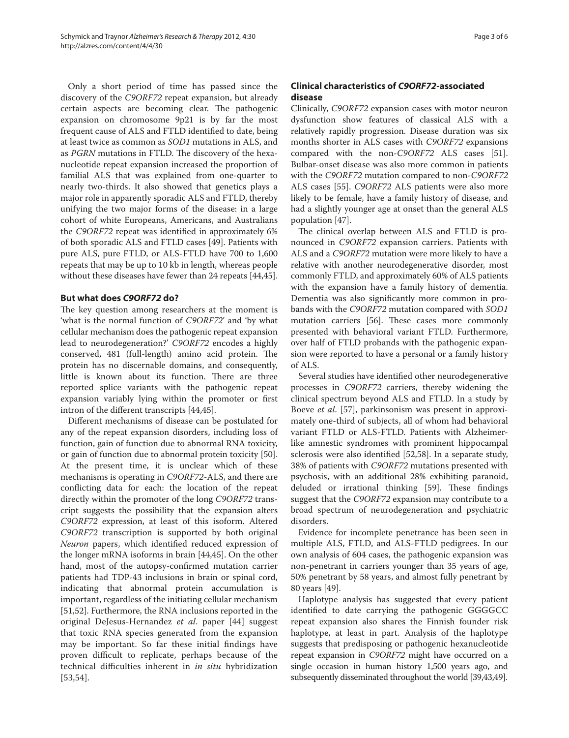Only a short period of time has passed since the discovery of the *C9ORF72* repeat expansion, but already certain aspects are becoming clear. The pathogenic expansion on chromosome 9p21 is by far the most frequent cause of ALS and FTLD identified to date, being at least twice as common as *SOD1* mutations in ALS, and as *PGRN* mutations in FTLD. The discovery of the hexanucleotide repeat expansion increased the proportion of familial ALS that was explained from one-quarter to nearly two-thirds. It also showed that genetics plays a major role in apparently sporadic ALS and FTLD, thereby unifying the two major forms of the disease: in a large cohort of white Europeans, Americans, and Australians the *C9ORF72* repeat was identified in approximately 6% of both sporadic ALS and FTLD cases [49]. Patients with pure ALS, pure FTLD, or ALS-FTLD have 700 to 1,600 repeats that may be up to 10 kb in length, whereas people without these diseases have fewer than 24 repeats [44,45].

## But what does *C9ORF72* do?

The key question among researchers at the moment is 'what is the normal function of *C9ORF72*' and 'by what cellular mechanism does the pathogenic repeat expansion lead to neurodegeneration?' *C9ORF72* encodes a highly conserved, 481 (full-length) amino acid protein. The protein has no discernable domains, and consequently, little is known about its function. There are three reported splice variants with the pathogenic repeat expansion variably lying within the promoter or first intron of the different transcripts [44,45].

Different mechanisms of disease can be postulated for any of the repeat expansion disorders, including loss of function, gain of function due to abnormal RNA toxicity, or gain of function due to abnormal protein toxicity [50]. At the present time, it is unclear which of these mechanisms is operating in *C9ORF72*-ALS, and there are conflicting data for each: the location of the repeat directly within the promoter of the long *C9ORF72* transcript suggests the possibility that the expansion alters *C9ORF72* expression, at least of this isoform. Altered *C9ORF72* transcription is supported by both original *Neuron* papers, which identified reduced expression of the longer mRNA isoforms in brain [44,45]. On the other hand, most of the autopsy-confirmed mutation carrier patients had TDP-43 inclusions in brain or spinal cord, indicating that abnormal protein accumulation is important, regardless of the initiating cellular mechanism [51,52]. Furthermore, the RNA inclusions reported in the original DeJesus-Hernandez *et al*. paper [44] suggest that toxic RNA species generated from the expansion may be important. So far these initial findings have proven difficult to replicate, perhaps because of the technical difficulties inherent in *in situ* hybridization [53,54].

## Clinical characteristics of *C9ORF72*-associated disease

Clinically, *C9ORF72* expansion cases with motor neuron dysfunction show features of classical ALS with a relatively rapidly progression. Disease duration was six months shorter in ALS cases with *C9ORF72* expansions compared with the non-*C9ORF72* ALS cases [51]. Bulbar-onset disease was also more common in patients with the *C9ORF72* mutation compared to non-*C9ORF72* ALS cases [55]. *C9ORF72* ALS patients were also more likely to be female, have a family history of disease, and had a slightly younger age at onset than the general ALS population [47].

The clinical overlap between ALS and FTLD is pronounced in *C9ORF72* expansion carriers. Patients with ALS and a *C9ORF72* mutation were more likely to have a relative with another neurodegenerative disorder, most commonly FTLD, and approximately 60% of ALS patients with the expansion have a family history of dementia. Dementia was also significantly more common in probands with the *C9ORF72* mutation compared with *SOD1* mutation carriers [56]. These cases more commonly presented with behavioral variant FTLD. Furthermore, over half of FTLD probands with the pathogenic expansion were reported to have a personal or a family history of ALS.

Several studies have identified other neurodegenerative processes in *C9ORF72* carriers, thereby widening the clinical spectrum beyond ALS and FTLD. In a study by Boeve *et al*. [57], parkinsonism was present in approximately one-third of subjects, all of whom had behavioral variant FTLD or ALS-FTLD. Patients with Alzheimer-like amnestic syndromes with prominent hippocampal sclerosis were also identified [52,58]. In a separate study, 38% of patients with *C9ORF72* mutations presented with psychosis, with an additional 28% exhibiting paranoid, deluded or irrational thinking [59]. These findings suggest that the *C9ORF72* expansion may contribute to a broad spectrum of neurodegeneration and psychiatric disorders.

Evidence for incomplete penetrance has been seen in multiple ALS, FTLD, and ALS-FTLD pedigrees. In our own analysis of 604 cases, the pathogenic expansion was non-penetrant in carriers younger than 35 years of age, 50% penetrant by 58 years, and almost fully penetrant by 80 years [49].

Haplotype analysis has suggested that every patient identified to date carrying the pathogenic GGGGCC repeat expansion also shares the Finnish founder risk haplotype, at least in part. Analysis of the haplotype suggests that predisposing or pathogenic hexanucleotide repeat expansion in *C9ORF72* might have occurred on a single occasion in human history 1,500 years ago, and subsequently disseminated throughout the world [39,43,49].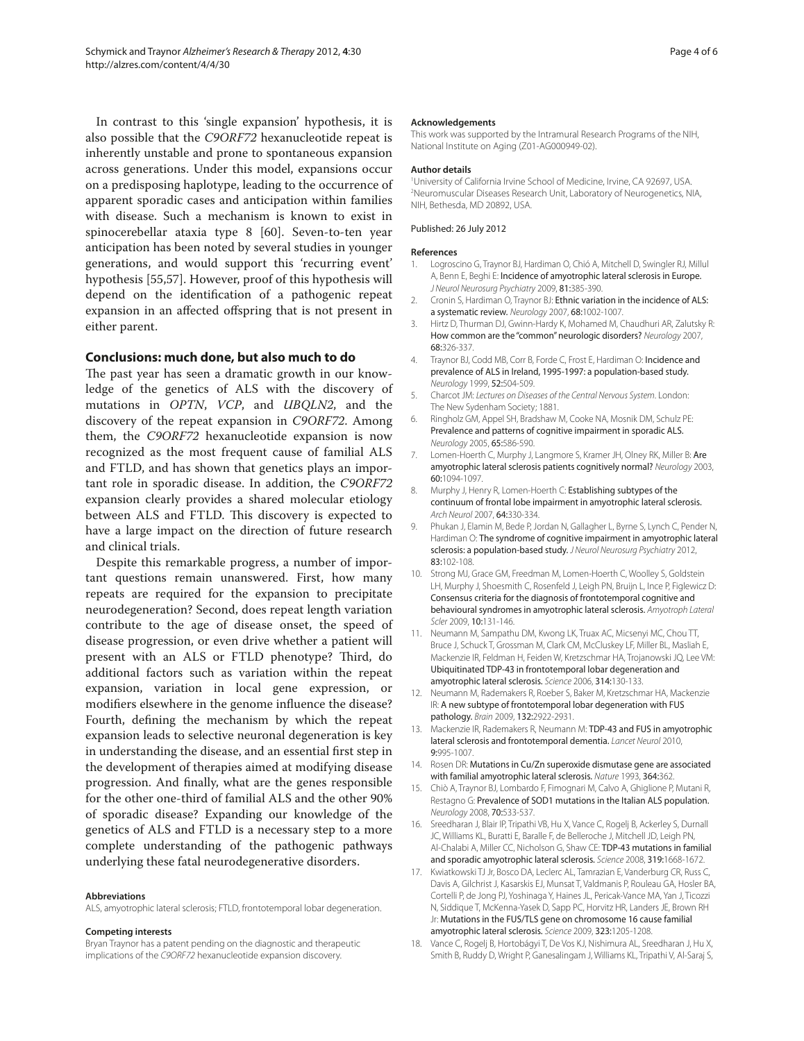In contrast to this 'single expansion' hypothesis, it is also possible that the *C9ORF72* hexanucleotide repeat is inherently unstable and prone to spontaneous expansion across generations. Under this model, expansions occur on a predisposing haplotype, leading to the occurrence of apparent sporadic cases and anticipation within families with disease. Such a mechanism is known to exist in spinocerebellar ataxia type 8 [60]. Seven-to-ten year anticipation has been noted by several studies in younger generations, and would support this 'recurring event' hypothesis [55,57]. However, proof of this hypothesis will depend on the identification of a pathogenic repeat expansion in an affected offspring that is not present in either parent.

## Conclusions: much done, but also much to do

The past year has seen a dramatic growth in our knowledge of the genetics of ALS with the discovery of mutations in *OPTN*, *VCP*, and *UBQLN2*, and the discovery of the repeat expansion in *C9ORF72*. Among them, the *C9ORF72* hexanucleotide expansion is now recognized as the most frequent cause of familial ALS and FTLD, and has shown that genetics plays an important role in sporadic disease. In addition, the *C9ORF72* expansion clearly provides a shared molecular etiology between ALS and FTLD. This discovery is expected to have a large impact on the direction of future research and clinical trials.

Despite this remarkable progress, a number of important questions remain unanswered. First, how many repeats are required for the expansion to precipitate neurodegeneration? Second, does repeat length variation contribute to the age of disease onset, the speed of disease progression, or even drive whether a patient will present with an ALS or FTLD phenotype? Third, do additional factors such as variation within the repeat expansion, variation in local gene expression, or modifiers elsewhere in the genome influence the disease? Fourth, defining the mechanism by which the repeat expansion leads to selective neuronal degeneration is key in understanding the disease, and an essential first step in the development of therapies aimed at modifying disease progression. And finally, what are the genes responsible for the other one-third of familial ALS and the other 90% of sporadic disease? Expanding our knowledge of the genetics of ALS and FTLD is a necessary step to a more complete understanding of the pathogenic pathways underlying these fatal neurodegenerative disorders.

#### Abbreviations

ALS, amyotrophic lateral sclerosis; FTLD, frontotemporal lobar degeneration.

#### Competing interests

Bryan Traynor has a patent pending on the diagnostic and therapeutic implications of the *C9ORF72* hexanucleotide expansion discovery.

#### Acknowledgements

This work was supported by the Intramural Research Programs of the NIH, National Institute on Aging (Z01-AG000949-02).

#### Author details

[1]University of California Irvine School of Medicine, Irvine, CA 92697, USA. [2]Neuromuscular Diseases Research Unit, Laboratory of Neurogenetics, NIA, NIH, Bethesda, MD 20892, USA.

Published: 26 July 2012

#### References

1. Logroscino G, Traynor BJ, Hardiman O, Chió A, Mitchell D, Swingler RJ, Millul A, Benn E, Beghi E: **Incidence of amyotrophic lateral sclerosis in Europe.** *J Neurol Neurosurg Psychiatry* 2009, **81:**385-390.
2. Cronin S, Hardiman O, Traynor BJ: **Ethnic variation in the incidence of ALS: a systematic review.** *Neurology* 2007, **68:**1002-1007.
3. Hirtz D, Thurman DJ, Gwinn-Hardy K, Mohamed M, Chaudhuri AR, Zalutsky R: **How common are the "common" neurologic disorders?** *Neurology* 2007, **68:**326-337.
4. Traynor BJ, Codd MB, Corr B, Forde C, Frost E, Hardiman O: **Incidence and prevalence of ALS in Ireland, 1995-1997: a population-based study.** *Neurology* 1999, **52:**504-509.
5. Charcot JM: *Lectures on Diseases of the Central Nervous System*. London: The New Sydenham Society; 1881.
6. Ringholz GM, Appel SH, Bradshaw M, Cooke NA, Mosnik DM, Schulz PE: **Prevalence and patterns of cognitive impairment in sporadic ALS.** *Neurology* 2005, **65:**586-590.
7. Lomen-Hoerth C, Murphy J, Langmore S, Kramer JH, Olney RK, Miller B: **Are amyotrophic lateral sclerosis patients cognitively normal?** *Neurology* 2003, **60:**1094-1097.
8. Murphy J, Henry R, Lomen-Hoerth C: **Establishing subtypes of the continuum of frontal lobe impairment in amyotrophic lateral sclerosis.** *Arch Neurol* 2007, **64:**330-334.
9. Phukan J, Elamin M, Bede P, Jordan N, Gallagher L, Byrne S, Lynch C, Pender N, Hardiman O: **The syndrome of cognitive impairment in amyotrophic lateral sclerosis: a population-based study.** *J Neurol Neurosurg Psychiatry* 2012, **83:**102-108.
10. Strong MJ, Grace GM, Freedman M, Lomen-Hoerth C, Woolley S, Goldstein LH, Murphy J, Shoesmith C, Rosenfeld J, Leigh PN, Bruijn L, Ince P, Figlewicz D: **Consensus criteria for the diagnosis of frontotemporal cognitive and behavioural syndromes in amyotrophic lateral sclerosis.** *Amyotroph Lateral Scler* 2009, **10:**131-146.
11. Neumann M, Sampathu DM, Kwong LK, Truax AC, Micsenyi MC, Chou TT, Bruce J, Schuck T, Grossman M, Clark CM, McCluskey LF, Miller BL, Masliah E, Mackenzie IR, Feldman H, Feiden W, Kretzschmar HA, Trojanowski JQ, Lee VM: **Ubiquitinated TDP-43 in frontotemporal lobar degeneration and amyotrophic lateral sclerosis.** *Science* 2006, **314:**130-133.
12. Neumann M, Rademakers R, Roeber S, Baker M, Kretzschmar HA, Mackenzie IR: **A new subtype of frontotemporal lobar degeneration with FUS pathology.** *Brain* 2009, **132:**2922-2931.
13. Mackenzie IR, Rademakers R, Neumann M: **TDP-43 and FUS in amyotrophic lateral sclerosis and frontotemporal dementia.** *Lancet Neurol* 2010, **9:**995-1007.
14. Rosen DR: **Mutations in Cu/Zn superoxide dismutase gene are associated with familial amyotrophic lateral sclerosis.** *Nature* 1993, **364:**362.
15. Chiò A, Traynor BJ, Lombardo F, Fimognari M, Calvo A, Ghiglione P, Mutani R, Restagno G: **Prevalence of SOD1 mutations in the Italian ALS population.** *Neurology* 2008, **70:**533-537.
16. Sreedharan J, Blair IP, Tripathi VB, Hu X, Vance C, Rogelj B, Ackerley S, Durnall JC, Williams KL, Buratti E, Baralle F, de Belleroche J, Mitchell JD, Leigh PN, Al-Chalabi A, Miller CC, Nicholson G, Shaw CE: **TDP-43 mutations in familial and sporadic amyotrophic lateral sclerosis.** *Science* 2008, **319:**1668-1672.
17. Kwiatkowski TJ Jr, Bosco DA, Leclerc AL, Tamrazian E, Vanderburg CR, Russ C, Davis A, Gilchrist J, Kasarskis EJ, Munsat T, Valdmanis P, Rouleau GA, Hosler BA, Cortelli P, de Jong PJ, Yoshinaga Y, Haines JL, Pericak-Vance MA, Yan J, Ticozzi N, Siddique T, McKenna-Yasek D, Sapp PC, Horvitz HR, Landers JE, Brown RH Jr: **Mutations in the FUS/TLS gene on chromosome 16 cause familial amyotrophic lateral sclerosis.** *Science* 2009, **323:**1205-1208.
18. Vance C, Rogelj B, Hortobágyi T, De Vos KJ, Nishimura AL, Sreedharan J, Hu X, Smith B, Ruddy D, Wright P, Ganesalingam J, Williams KL, Tripathi V, Al-Saraj S,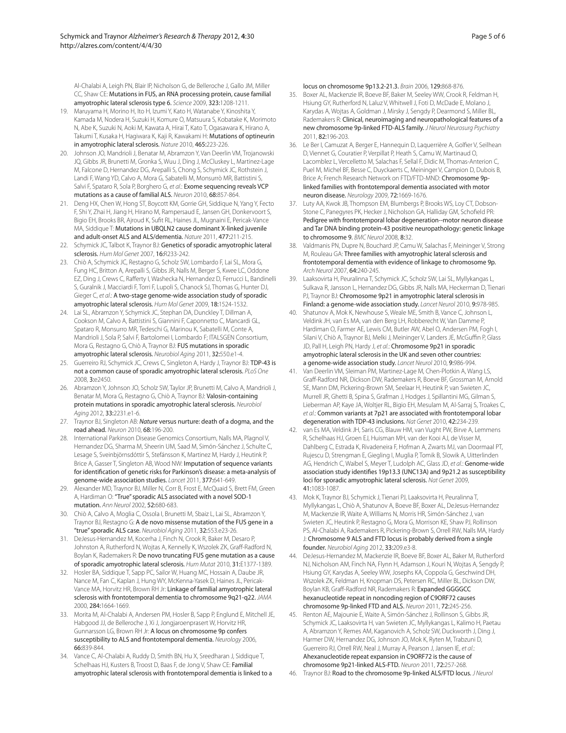Al-Chalabi A, Leigh PN, Blair IP, Nicholson G, de Belleroche J, Gallo JM, Miller CC, Shaw CE: Mutations in FUS, an RNA processing protein, cause familial amyotrophic lateral sclerosis type 6. *Science* 2009, **323:**1208-1211.

19. Maruyama H, Morino H, Ito H, Izumi Y, Kato H, Watanabe Y, Kinoshita Y, Kamada M, Nodera H, Suzuki H, Komure O, Matsuura S, Kobatake K, Morimoto N, Abe K, Suzuki N, Aoki M, Kawata A, Hirai T, Kato T, Ogasawara K, Hirano A, Takumi T, Kusaka H, Hagiwara K, Kaji R, Kawakami H: Mutations of optineurin in amyotrophic lateral sclerosis. *Nature* 2010, **465:**223-226.
20. Johnson JO, Mandrioli J, Benatar M, Abramzon Y, Van Deerlin VM, Trojanowski JQ, Gibbs JR, Brunetti M, Gronka S, Wuu J, Ding J, McCluskey L, Martinez-Lage M, Falcone D, Hernandez DG, Arepalli S, Chong S, Schymick JC, Rothstein J, Landi F, Wang YD, Calvo A, Mora G, Sabatelli M, Monsurrò MR, Battistini S, Salvi F, Spataro R, Sola P, Borghero G, *et al.*: Exome sequencing reveals VCP mutations as a cause of familial ALS. *Neuron* 2010, **68:**857-864.
21. Deng HX, Chen W, Hong ST, Boycott KM, Gorrie GH, Siddique N, Yang Y, Fecto F, Shi Y, Zhai H, Jiang H, Hirano M, Rampersaud E, Jansen GH, Donkervoort S, Bigio EH, Brooks BR, Ajroud K, Sufit RL, Haines JL, Mugnaini E, Pericak-Vance MA, Siddique T: Mutations in UBQLN2 cause dominant X-linked juvenile and adult-onset ALS and ALS/dementia. *Nature* 2011, **477:**211-215.
22. Schymick JC, Talbot K, Traynor BJ: Genetics of sporadic amyotrophic lateral sclerosis. *Hum Mol Genet* 2007, **16:**R233-242.
23. Chiò A, Schymick JC, Restagno G, Scholz SW, Lombardo F, Lai SL, Mora G, Fung HC, Britton A, Arepalli S, Gibbs JR, Nalls M, Berger S, Kwee LC, Oddone EZ, Ding J, Crews C, Rafferty I, Washecka N, Hernandez D, Ferrucci L, Bandinelli S, Guralnik J, Macciardi F, Torri F, Lupoli S, Chanock SJ, Thomas G, Hunter DJ, Gieger C, *et al.*: A two-stage genome-wide association study of sporadic amyotrophic lateral sclerosis. *Hum Mol Genet* 2009, **18:**1524-1532.
24. Lai SL, Abramzon Y, Schymick JC, Stephan DA, Dunckley T, Dillman A, Cookson M, Calvo A, Battistini S, Giannini F, Caponnetto C, Mancardi GL, Spataro R, Monsurro MR, Tedeschi G, Marinou K, Sabatelli M, Conte A, Mandrioli J, Sola P, Salvi F, Bartolomei I, Lombardo F; ITALSGEN Consortium, Mora G, Restagno G, Chiò A, Traynor BJ: FUS mutations in sporadic amyotrophic lateral sclerosis. *Neurobiol Aging* 2011, **32:**550.e1-4.
25. Guerreiro RJ, Schymick JC, Crews C, Singleton A, Hardy J, Traynor BJ: TDP-43 is not a common cause of sporadic amyotrophic lateral sclerosis. *PLoS One* 2008, **3:**e2450.
26. Abramzon Y, Johnson JO, Scholz SW, Taylor JP, Brunetti M, Calvo A, Mandrioli J, Benatar M, Mora G, Restagno G, Chiò A, Traynor BJ: Valosin-containing protein mutations in sporadic amyotrophic lateral sclerosis. *Neurobiol Aging* 2012, **33:**2231.e1-6.
27. Traynor BJ, Singleton AB: *Nature* versus nurture: death of a dogma, and the road ahead. *Neuron* 2010, **68:**196-200.
28. International Parkinson Disease Genomics Consortium, Nalls MA, Plagnol V, Hernandez DG, Sharma M, Sheerin UM, Saad M, Simón-Sánchez J, Schulte C, Lesage S, Sveinbjörnsdóttir S, Stefánsson K, Martinez M, Hardy J, Heutink P, Brice A, Gasser T, Singleton AB, Wood NW: Imputation of sequence variants for identification of genetic risks for Parkinson's disease: a meta-analysis of genome-wide association studies. *Lancet* 2011, **377:**641-649.
29. Alexander MD, Traynor BJ, Miller N, Corr B, Frost E, McQuaid S, Brett FM, Green A, Hardiman O: "True" sporadic ALS associated with a novel SOD-1 mutation. *Ann Neurol* 2002, **52:**680-683.
30. Chiò A, Calvo A, Moglia C, Ossola I, Brunetti M, Sbaiz L, Lai SL, Abramzon Y, Traynor BJ, Restagno G: A de novo missense mutation of the FUS gene in a "true" sporadic ALS case. *Neurobiol Aging* 2011, **32:**553.e23-26.
31. DeJesus-Hernandez M, Kocerha J, Finch N, Crook R, Baker M, Desaro P, Johnston A, Rutherford N, Wojtas A, Kennelly K, Wszolek ZK, Graff-Radford N, Boylan K, Rademakers R: De novo truncating FUS gene mutation as a cause of sporadic amyotrophic lateral sclerosis. *Hum Mutat* 2010, **31:**E1377-1389.
32. Hosler BA, Siddique T, Sapp PC, Sailor W, Huang MC, Hossain A, Daube JR, Nance M, Fan C, Kaplan J, Hung WY, McKenna-Yasek D, Haines JL, Pericak-Vance MA, Horvitz HR, Brown RH Jr: Linkage of familial amyotrophic lateral sclerosis with frontotemporal dementia to chromosome 9q21-q22. *JAMA* 2000, **284:**1664-1669.
33. Morita M, Al-Chalabi A, Andersen PM, Hosler B, Sapp P, Englund E, Mitchell JE, Habgood JJ, de Belleroche J, Xi J, Jongjaroenprasert W, Horvitz HR, Gunnarsson LG, Brown RH Jr: A locus on chromosome 9p confers susceptibility to ALS and frontotemporal dementia. *Neurology* 2006, **66:**839-844.
34. Vance C, Al-Chalabi A, Ruddy D, Smith BN, Hu X, Sreedharan J, Siddique T, Schelhaas HJ, Kusters B, Troost D, Baas F, de Jong V, Shaw CE: Familial amyotrophic lateral sclerosis with frontotemporal dementia is linked to a locus on chromosome 9p13.2-21.3. *Brain* 2006, **129:**868-876.
35. Boxer AL, Mackenzie IR, Boeve BF, Baker M, Seeley WW, Crook R, Feldman H, Hsiung GY, Rutherford N, Laluz V, Whitwell J, Foti D, McDade E, Molano J, Karydas A, Wojtas A, Goldman J, Mirsky J, Sengdy P, Dearmond S, Miller BL, Rademakers R: Clinical, neuroimaging and neuropathological features of a new chromosome 9p-linked FTD-ALS family. *J Neurol Neurosurg Psychiatry* 2011, **82:**196-203.
36. Le Ber I, Camuzat A, Berger E, Hannequin D, Laquerrière A, Golfier V, Seilhean D, Viennet G, Couratier P, Verpillat P, Heath S, Camu W, Martinaud O, Lacomblez L, Vercelletto M, Salachas F, Sellal F, Didic M, Thomas-Anterion C, Puel M, Michel BF, Besse C, Duyckaerts C, Meininger V, Campion D, Dubois B, Brice A; French Research Network on FTD/FTD-MND: Chromosome 9p-linked families with frontotemporal dementia associated with motor neuron disease. *Neurology* 2009, **72:**1669-1676.
37. Luty AA, Kwok JB, Thompson EM, Blumbergs P, Brooks WS, Loy CT, Dobson-Stone C, Panegyres PK, Hecker J, Nicholson GA, Halliday GM, Schofield PR: Pedigree with frontotemporal lobar degeneration--motor neuron disease and Tar DNA binding protein-43 positive neuropathology: genetic linkage to chromosome 9. *BMC Neurol* 2008, **8:**32.
38. Valdmanis PN, Dupre N, Bouchard JP, Camu W, Salachas F, Meininger V, Strong M, Rouleau GA: Three families with amyotrophic lateral sclerosis and frontotemporal dementia with evidence of linkage to chromosome 9p. *Arch Neurol* 2007, **64:**240-245.
39. Laaksovirta H, Peuralinna T, Schymick JC, Scholz SW, Lai SL, Myllykangas L, Sulkava R, Jansson L, Hernandez DG, Gibbs JR, Nalls MA, Heckerman D, Tienari PJ, Traynor BJ: Chromosome 9p21 in amyotrophic lateral sclerosis in Finland: a genome-wide association study. *Lancet Neurol* 2010, **9:**978-985.
40. Shatunov A, Mok K, Newhouse S, Weale ME, Smith B, Vance C, Johnson L, Veldink JH, van Es MA, van den Berg LH, Robberecht W, Van Damme P, Hardiman O, Farmer AE, Lewis CM, Butler AW, Abel O, Andersen PM, Fogh I, Silani V, Chiò A, Traynor BJ, Melki J, Meininger V, Landers JE, McGuffin P, Glass JD, Pall H, Leigh PN, Hardy J, *et al.*: Chromosome 9p21 in sporadic amyotrophic lateral sclerosis in the UK and seven other countries: a genome-wide association study. *Lancet Neurol* 2010, **9:**986-994.
41. Van Deerlin VM, Sleiman PM, Martinez-Lage M, Chen-Plotkin A, Wang LS, Graff-Radford NR, Dickson DW, Rademakers R, Boeve BF, Grossman M, Arnold SE, Mann DM, Pickering-Brown SM, Seelaar H, Heutink P, van Swieten JC, Murrell JR, Ghetti B, Spina S, Grafman J, Hodges J, Spillantini MG, Gilman S, Lieberman AP, Kaye JA, Woltjer RL, Bigio EH, Mesulam M, Al-Sarraj S, Troakes C, *et al.*: Common variants at 7p21 are associated with frontotemporal lobar degeneration with TDP-43 inclusions. *Nat Genet* 2010, **42:**234-239.
42. van Es MA, Veldink JH, Saris CG, Blauw HM, van Vught PW, Birve A, Lemmens R, Schelhaas HJ, Groen EJ, Huisman MH, van der Kooi AJ, de Visser M, Dahlberg C, Estrada K, Rivadeneira F, Hofman A, Zwarts MJ, van Doormaal PT, Rujescu D, Strengman E, Giegling I, Muglia P, Tomik B, Slowik A, Uitterlinden AG, Hendrich C, Waibel S, Meyer T, Ludolph AC, Glass JD, *et al.*: Genome-wide association study identifies 19p13.3 (UNC13A) and 9p21.2 as susceptibility loci for sporadic amyotrophic lateral sclerosis. *Nat Genet* 2009, **41:**1083-1087.
43. Mok K, Traynor BJ, Schymick J, Tienari PJ, Laaksovirta H, Peuralinna T, Myllykangas L, Chiò A, Shatunov A, Boeve BF, Boxer AL, DeJesus-Hernandez M, Mackenzie IR, Waite A, Williams N, Morris HR, Simón-Sánchez J, van Swieten JC, Heutink P, Restagno G, Mora G, Morrison KE, Shaw PJ, Rollinson PS, Al-Chalabi A, Rademakers R, Pickering-Brown S, Orrell RW, Nalls MA, Hardy J: Chromosome 9 ALS and FTD locus is probably derived from a single founder. *Neurobiol Aging* 2012, **33:**209.e3-8.
44. DeJesus-Hernandez M, Mackenzie IR, Boeve BF, Boxer AL, Baker M, Rutherford NJ, Nicholson AM, Finch NA, Flynn H, Adamson J, Kouri N, Wojtas A, Sengdy P, Hsiung GY, Karydas A, Seeley WW, Josephs KA, Coppola G, Geschwind DH, Wszolek ZK, Feldman H, Knopman DS, Petersen RC, Miller BL, Dickson DW, Boylan KB, Graff-Radford NR, Rademakers R: Expanded GGGGCC hexanucleotide repeat in noncoding region of C9ORF72 causes chromosome 9p-linked FTD and ALS. *Neuron* 2011, **72:**245-256.
45. Renton AE, Majounie E, Waite A, Simón-Sánchez J, Rollinson S, Gibbs JR, Schymick JC, Laaksovirta H, van Swieten JC, Myllykangas L, Kalimo H, Paetau A, Abramzon Y, Remes AM, Kaganovich A, Scholz SW, Duckworth J, Ding J, Harmer DW, Hernandez DG, Johnson JO, Mok K, Ryten M, Trabzuni D, Guerreiro RJ, Orrell RW, Neal J, Murray A, Pearson J, Jansen IE, *et al.*: Ahexanucleotide repeat expansion in C9ORF72 is the cause of chromosome 9p21-linked ALS-FTD. *Neuron* 2011, **72:**257-268.
46. Traynor BJ: Road to the chromosome 9p-linked ALS/FTD locus. *J Neurol*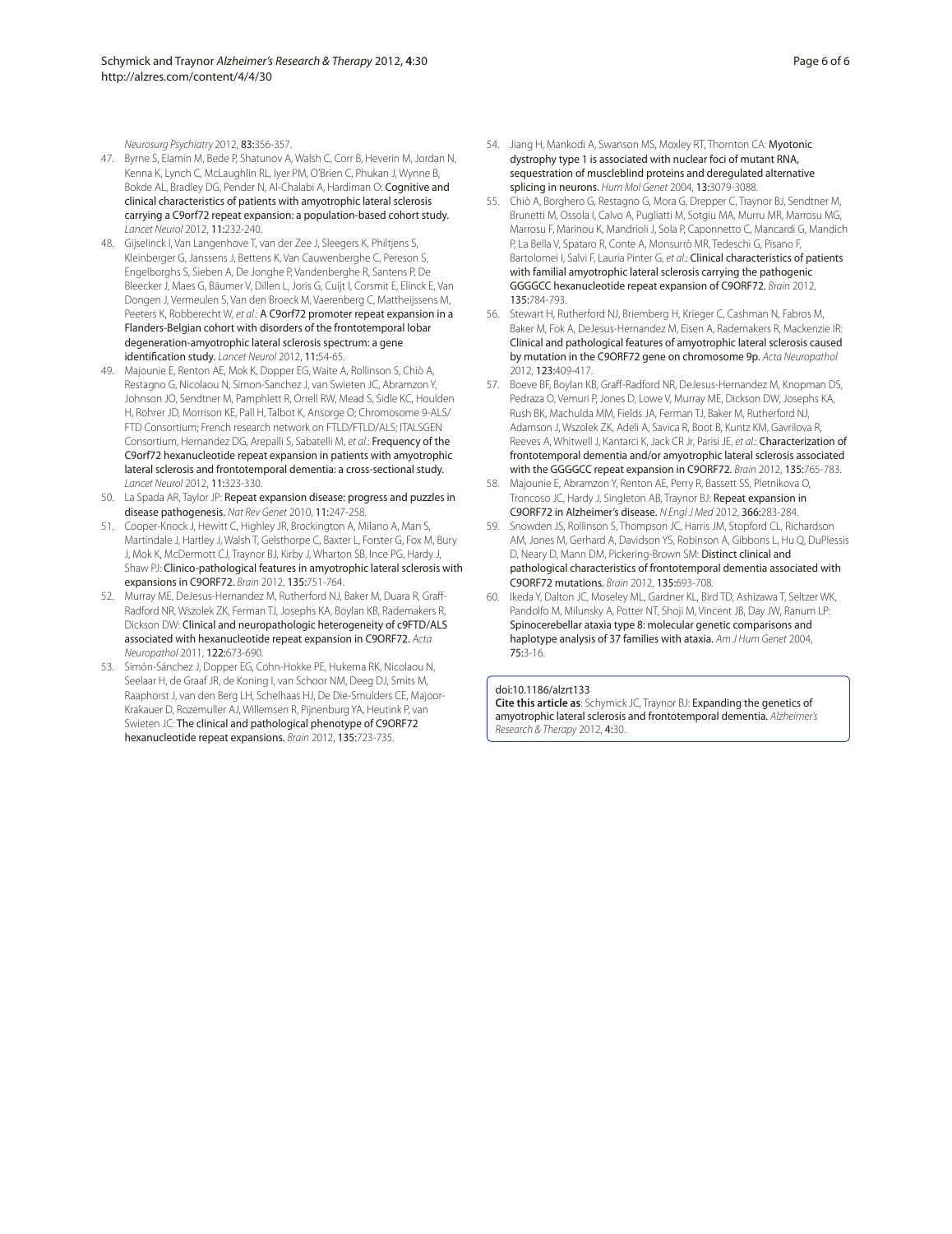*Neurosurg Psychiatry* 2012, **83**:356-357.

47. Byrne S, Elamin M, Bede P, Shatunov A, Walsh C, Corr B, Heverin M, Jordan N, Kenna K, Lynch C, McLaughlin RL, Iyer PM, O'Brien C, Phukan J, Wynne B, Bokde AL, Bradley DG, Pender N, Al-Chalabi A, Hardiman O: Cognitive and clinical characteristics of patients with amyotrophic lateral sclerosis carrying a C9orf72 repeat expansion: a population-based cohort study. *Lancet Neurol* 2012, **11**:232-240.
48. Gijselinck I, Van Langenhove T, van der Zee J, Sleegers K, Philtjens S, Kleinberger G, Janssens J, Bettens K, Van Cauwenberghe C, Pereson S, Engelborghs S, Sieben A, De Jonghe P, Vandenberghe R, Santens P, De Bleecker J, Maes G, Bäumer V, Dillen L, Joris G, Cuijt I, Corsmit E, Elinck E, Van Dongen J, Vermeulen S, Van den Broeck M, Vaerenberg C, Mattheijssens M, Peeters K, Robberecht W, *et al.*: A C9orf72 promoter repeat expansion in a Flanders-Belgian cohort with disorders of the frontotemporal lobar degeneration-amyotrophic lateral sclerosis spectrum: a gene identification study. *Lancet Neurol* 2012, **11**:54-65.
49. Majounie E, Renton AE, Mok K, Dopper EG, Waite A, Rollinson S, Chiò A, Restagno G, Nicolaou N, Simon-Sanchez J, van Swieten JC, Abramzon Y, Johnson JO, Sendtner M, Pamphlett R, Orrell RW, Mead S, Sidle KC, Houlden H, Rohrer JD, Morrison KE, Pall H, Talbot K, Ansorge O; Chromosome 9-ALS/FTD Consortium; French research network on FTLD/FTLD/ALS; ITALSGEN Consortium, Hernandez DG, Arepalli S, Sabatelli M, *et al.*: Frequency of the C9orf72 hexanucleotide repeat expansion in patients with amyotrophic lateral sclerosis and frontotemporal dementia: a cross-sectional study. *Lancet Neurol* 2012, **11**:323-330.
50. La Spada AR, Taylor JP: Repeat expansion disease: progress and puzzles in disease pathogenesis. *Nat Rev Genet* 2010, **11**:247-258.
51. Cooper-Knock J, Hewitt C, Highley JR, Brockington A, Milano A, Man S, Martindale J, Hartley J, Walsh T, Gelsthorpe C, Baxter L, Forster G, Fox M, Bury J, Mok K, McDermott CJ, Traynor BJ, Kirby J, Wharton SB, Ince PG, Hardy J, Shaw PJ: Clinico-pathological features in amyotrophic lateral sclerosis with expansions in C9ORF72. *Brain* 2012, **135**:751-764.
52. Murray ME, DeJesus-Hernandez M, Rutherford NJ, Baker M, Duara R, Graff-Radford NR, Wszolek ZK, Ferman TJ, Josephs KA, Boylan KB, Rademakers R, Dickson DW: Clinical and neuropathologic heterogeneity of c9FTD/ALS associated with hexanucleotide repeat expansion in C9ORF72. *Acta Neuropathol* 2011, **122**:673-690.
53. Simón-Sánchez J, Dopper EG, Cohn-Hokke PE, Hukema RK, Nicolaou N, Seelaar H, de Graaf JR, de Koning I, van Schoor NM, Deeg DJ, Smits M, Raaphorst J, van den Berg LH, Schelhaas HJ, De Die-Smulders CE, Majoor-Krakauer D, Rozemuller AJ, Willemsen R, Pijnenburg YA, Heutink P, van Swieten JC: The clinical and pathological phenotype of C9ORF72 hexanucleotide repeat expansions. *Brain* 2012, **135**:723-735.
54. Jiang H, Mankodi A, Swanson MS, Moxley RT, Thornton CA: Myotonic dystrophy type 1 is associated with nuclear foci of mutant RNA, sequestration of muscleblind proteins and deregulated alternative splicing in neurons. *Hum Mol Genet* 2004, **13**:3079-3088.
55. Chiò A, Borghero G, Restagno G, Mora G, Drepper C, Traynor BJ, Sendtner M, Brunetti M, Ossola I, Calvo A, Pugliatti M, Sotgiu MA, Murru MR, Marrosu MG, Marrosu F, Marinou K, Mandrioli J, Sola P, Caponnetto C, Mancardi G, Mandich P, La Bella V, Spataro R, Conte A, Monsurrò MR, Tedeschi G, Pisano F, Bartolomei I, Salvi F, Lauria Pinter G, *et al.*: Clinical characteristics of patients with familial amyotrophic lateral sclerosis carrying the pathogenic GGGGCC hexanucleotide repeat expansion of C9ORF72. *Brain* 2012, **135**:784-793.
56. Stewart H, Rutherford NJ, Briemberg H, Krieger C, Cashman N, Fabros M, Baker M, Fok A, DeJesus-Hernandez M, Eisen A, Rademakers R, Mackenzie IR: Clinical and pathological features of amyotrophic lateral sclerosis caused by mutation in the C9ORF72 gene on chromosome 9p. *Acta Neuropathol* 2012, **123**:409-417.
57. Boeve BF, Boylan KB, Graff-Radford NR, DeJesus-Hernandez M, Knopman DS, Pedraza O, Vemuri P, Jones D, Lowe V, Murray ME, Dickson DW, Josephs KA, Rush BK, Machulda MM, Fields JA, Ferman TJ, Baker M, Rutherford NJ, Adamson J, Wszolek ZK, Adeli A, Savica R, Boot B, Kuntz KM, Gavrilova R, Reeves A, Whitwell J, Kantarci K, Jack CR Jr, Parisi JE, *et al.*: Characterization of frontotemporal dementia and/or amyotrophic lateral sclerosis associated with the GGGGCC repeat expansion in C9ORF72. *Brain* 2012, **135**:765-783.
58. Majounie E, Abramzon Y, Renton AE, Perry R, Bassett SS, Pletnikova O, Troncoso JC, Hardy J, Singleton AB, Traynor BJ: Repeat expansion in C9ORF72 in Alzheimer's disease. *N Engl J Med* 2012, **366**:283-284.
59. Snowden JS, Rollinson S, Thompson JC, Harris JM, Stopford CL, Richardson AM, Jones M, Gerhard A, Davidson YS, Robinson A, Gibbons L, Hu Q, DuPlessis D, Neary D, Mann DM, Pickering-Brown SM: Distinct clinical and pathological characteristics of frontotemporal dementia associated with C9ORF72 mutations. *Brain* 2012, **135**:693-708.
60. Ikeda Y, Dalton JC, Moseley ML, Gardner KL, Bird TD, Ashizawa T, Seltzer WK, Pandolfo M, Milunsky A, Potter NT, Shoji M, Vincent JB, Day JW, Ranum LP: Spinocerebellar ataxia type 8: molecular genetic comparisons and haplotype analysis of 37 families with ataxia. *Am J Hum Genet* 2004, **75**:3-16.

doi:10.1186/alzrt133
**Cite this article as**: Schymick JC, Traynor BJ: Expanding the genetics of amyotrophic lateral sclerosis and frontotemporal dementia. *Alzheimer's Research & Therapy* 2012, **4**:30.